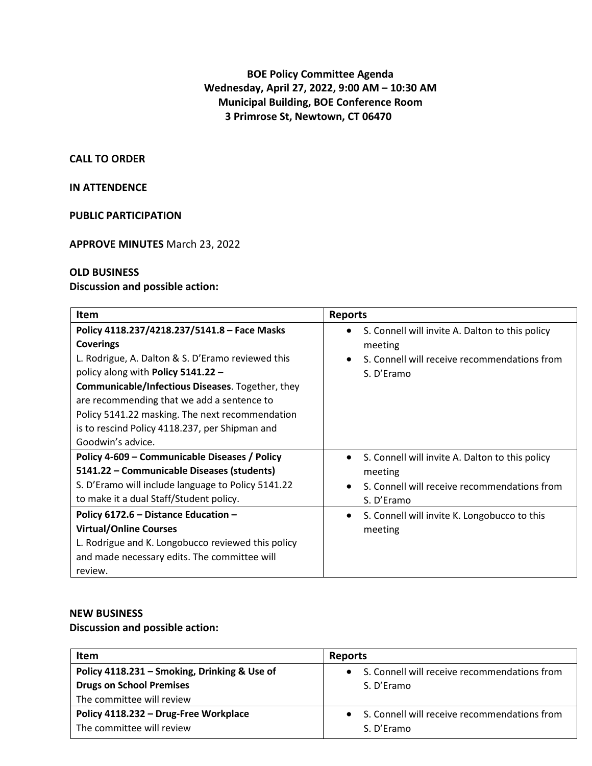**BOE Policy Committee Agenda**
**Wednesday, April 27, 2022, 9:00 AM – 10:30 AM**
**Municipal Building, BOE Conference Room**
**3 Primrose St, Newtown, CT 06470**

**CALL TO ORDER**

**IN ATTENDENCE**

**PUBLIC PARTICIPATION**

**APPROVE MINUTES** March 23, 2022

**OLD BUSINESS**
**Discussion and possible action:**

| Item | Reports |
|---|---|
| **Policy 4118.237/4218.237/5141.8 – Face Masks Coverings** L. Rodrigue, A. Dalton & S. D'Eramo reviewed this policy along with **Policy 5141.22 – Communicable/Infectious Diseases**. Together, they are recommending that we add a sentence to Policy 5141.22 masking. The next recommendation is to rescind Policy 4118.237, per Shipman and Goodwin's advice. | • S. Connell will invite A. Dalton to this policy meeting<br>• S. Connell will receive recommendations from S. D'Eramo |
| **Policy 4-609 – Communicable Diseases / Policy 5141.22 – Communicable Diseases (students)** S. D'Eramo will include language to Policy 5141.22 to make it a dual Staff/Student policy. | • S. Connell will invite A. Dalton to this policy meeting<br>• S. Connell will receive recommendations from S. D'Eramo |
| **Policy 6172.6 – Distance Education – Virtual/Online Courses** L. Rodrigue and K. Longobucco reviewed this policy and made necessary edits. The committee will review. | • S. Connell will invite K. Longobucco to this meeting |

**NEW BUSINESS**
**Discussion and possible action:**

| Item | Reports |
|---|---|
| **Policy 4118.231 – Smoking, Drinking & Use of Drugs on School Premises** The committee will review | • S. Connell will receive recommendations from S. D'Eramo |
| **Policy 4118.232 – Drug-Free Workplace** The committee will review | • S. Connell will receive recommendations from S. D'Eramo |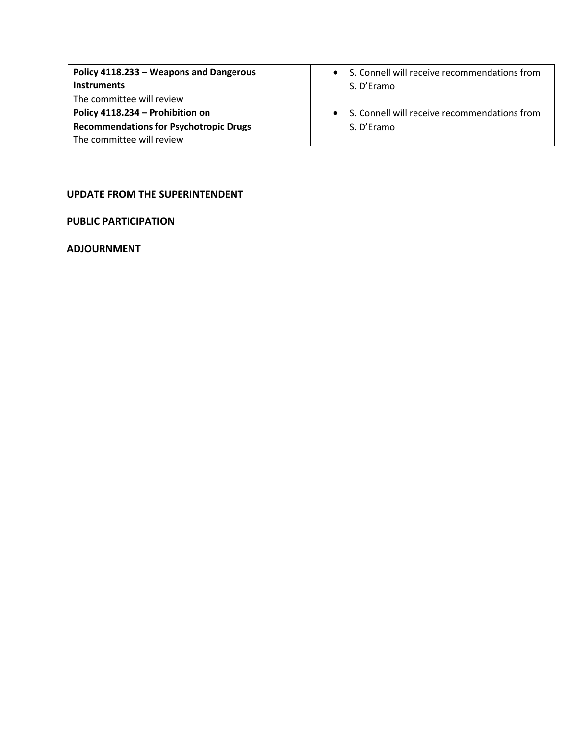| | |
|---|---|
| **Policy 4118.233 – Weapons and Dangerous Instruments**<br>The committee will review | • S. Connell will receive recommendations from S. D'Eramo |
| **Policy 4118.234 – Prohibition on Recommendations for Psychotropic Drugs**<br>The committee will review | • S. Connell will receive recommendations from S. D'Eramo |

**UPDATE FROM THE SUPERINTENDENT**

**PUBLIC PARTICIPATION**

**ADJOURNMENT**